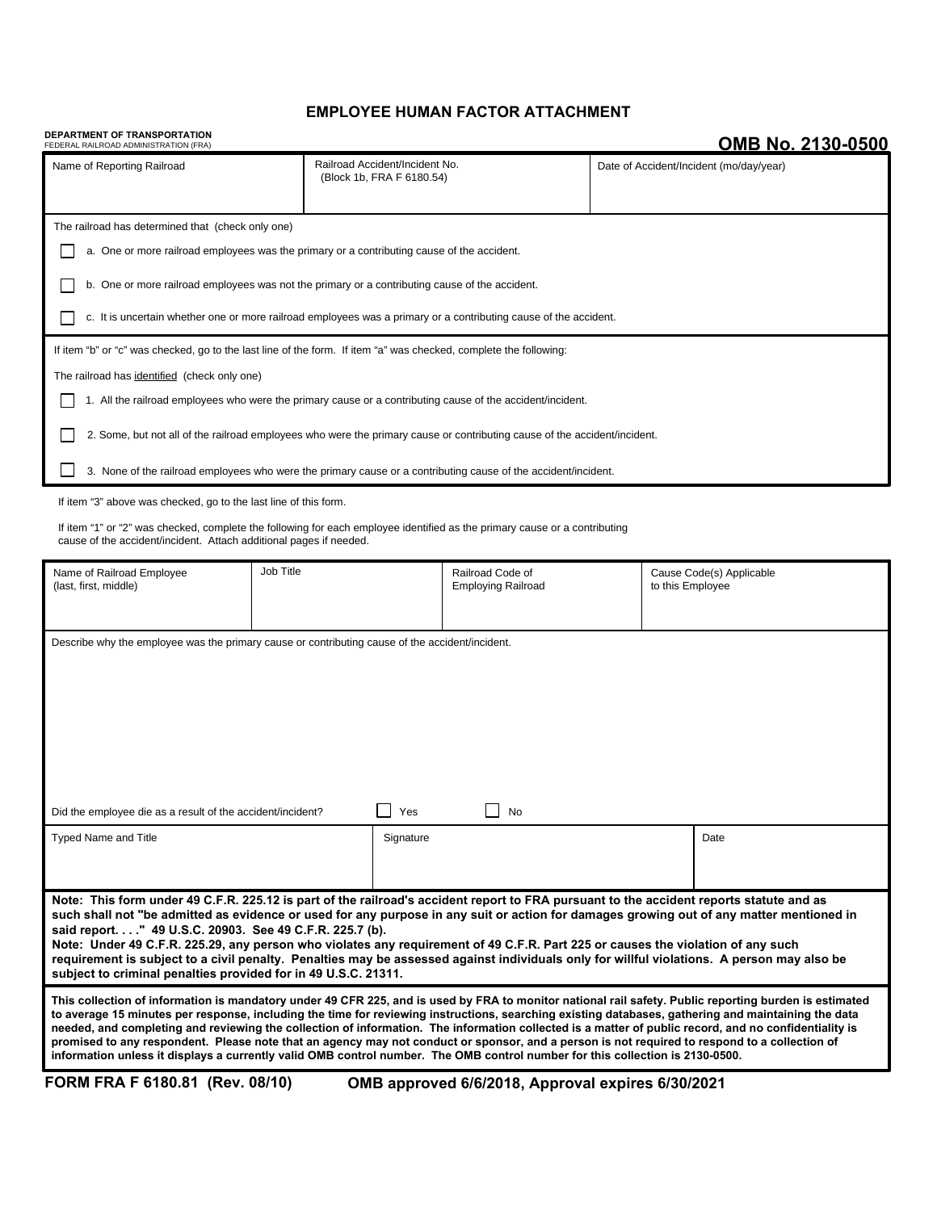# EMPLOYEE HUMAN FACTOR ATTACHMENT

**DEPARTMENT OF TRANSPORTATION**
FEDERAL RAILROAD ADMINISTRATION (FRA)

**OMB No. 2130-0500**

| Name of Reporting Railroad | Railroad Accident/Incident No. (Block 1b, FRA F 6180.54) | Date of Accident/Incident (mo/day/year) |
|---|---|---|
| | | |

The railroad has determined that (check only one)

☐ a. One or more railroad employees was the primary or a contributing cause of the accident.

☐ b. One or more railroad employees was not the primary or a contributing cause of the accident.

☐ c. It is uncertain whether one or more railroad employees was a primary or a contributing cause of the accident.

If item "b" or "c" was checked, go to the last line of the form. If item "a" was checked, complete the following:

The railroad has identified (check only one)

☐ 1. All the railroad employees who were the primary cause or a contributing cause of the accident/incident.

☐ 2. Some, but not all of the railroad employees who were the primary cause or contributing cause of the accident/incident.

☐ 3. None of the railroad employees who were the primary cause or a contributing cause of the accident/incident.

If item "3" above was checked, go to the last line of this form.

If item "1" or "2" was checked, complete the following for each employee identified as the primary cause or a contributing cause of the accident/incident. Attach additional pages if needed.

| Name of Railroad Employee (last, first, middle) | Job Title | Railroad Code of Employing Railroad | Cause Code(s) Applicable to this Employee |
|---|---|---|---|
| | | | |

Describe why the employee was the primary cause or contributing cause of the accident/incident.

Did the employee die as a result of the accident/incident? ☐ Yes ☐ No

| Typed Name and Title | Signature | Date |
|---|---|---|
| | | |

**Note: This form under 49 C.F.R. 225.12 is part of the railroad's accident report to FRA pursuant to the accident reports statute and as such shall not "be admitted as evidence or used for any purpose in any suit or action for damages growing out of any matter mentioned in said report. . . ." 49 U.S.C. 20903. See 49 C.F.R. 225.7 (b).**
**Note: Under 49 C.F.R. 225.29, any person who violates any requirement of 49 C.F.R. Part 225 or causes the violation of any such requirement is subject to a civil penalty. Penalties may be assessed against individuals only for willful violations. A person may also be subject to criminal penalties provided for in 49 U.S.C. 21311.**

**This collection of information is mandatory under 49 CFR 225, and is used by FRA to monitor national rail safety. Public reporting burden is estimated to average 15 minutes per response, including the time for reviewing instructions, searching existing databases, gathering and maintaining the data needed, and completing and reviewing the collection of information. The information collected is a matter of public record, and no confidentiality is promised to any respondent. Please note that an agency may not conduct or sponsor, and a person is not required to respond to a collection of information unless it displays a currently valid OMB control number. The OMB control number for this collection is 2130-0500.**

**FORM FRA F 6180.81 (Rev. 08/10)** **OMB approved 6/6/2018, Approval expires 6/30/2021**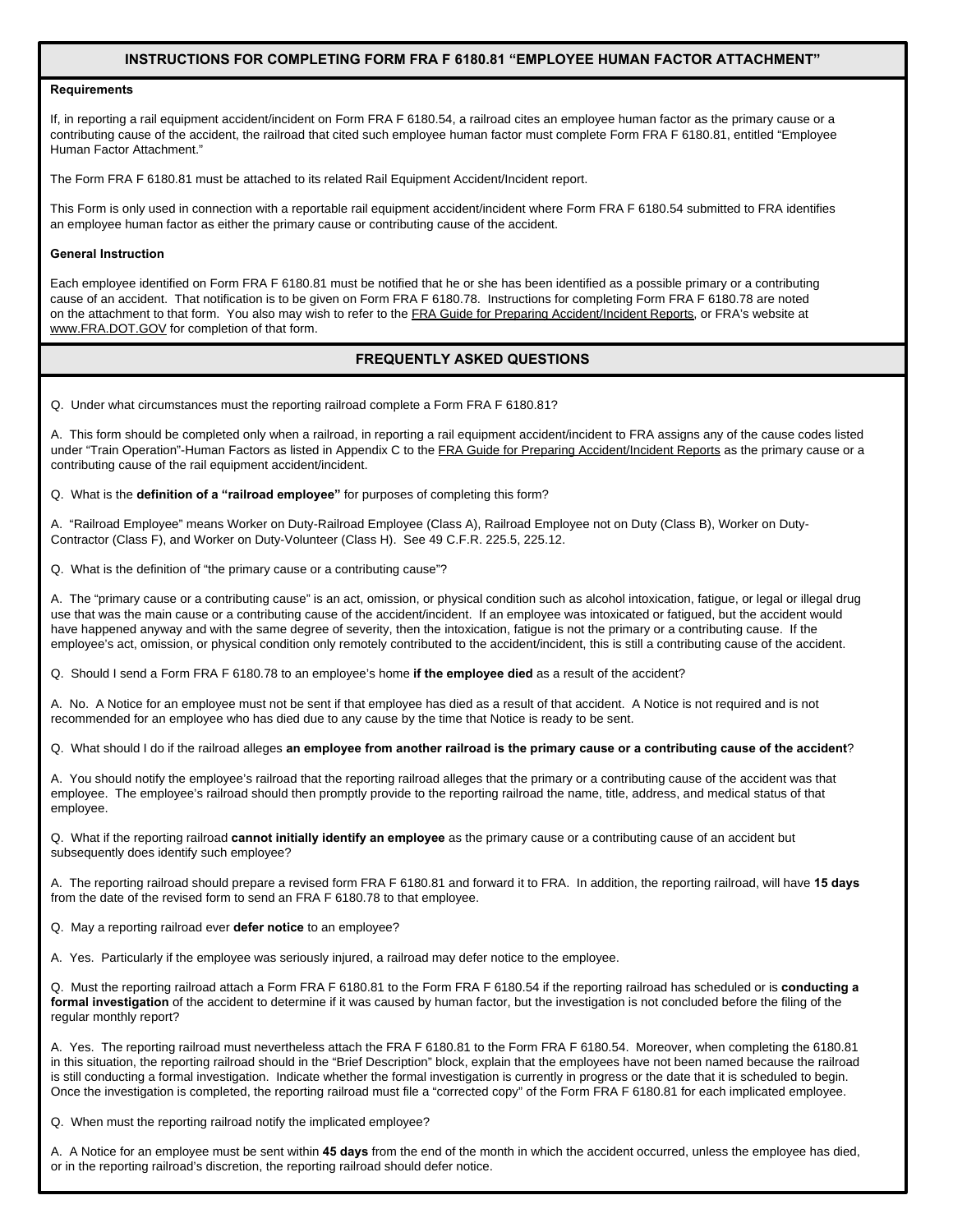## INSTRUCTIONS FOR COMPLETING FORM FRA F 6180.81 "EMPLOYEE HUMAN FACTOR ATTACHMENT"

**Requirements**

If, in reporting a rail equipment accident/incident on Form FRA F 6180.54, a railroad cites an employee human factor as the primary cause or a contributing cause of the accident, the railroad that cited such employee human factor must complete Form FRA F 6180.81, entitled "Employee Human Factor Attachment."

The Form FRA F 6180.81 must be attached to its related Rail Equipment Accident/Incident report.

This Form is only used in connection with a reportable rail equipment accident/incident where Form FRA F 6180.54 submitted to FRA identifies an employee human factor as either the primary cause or contributing cause of the accident.

**General Instruction**

Each employee identified on Form FRA F 6180.81 must be notified that he or she has been identified as a possible primary or a contributing cause of an accident. That notification is to be given on Form FRA F 6180.78. Instructions for completing Form FRA F 6180.78 are noted on the attachment to that form. You also may wish to refer to the FRA Guide for Preparing Accident/Incident Reports, or FRA's website at www.FRA.DOT.GOV for completion of that form.

## FREQUENTLY ASKED QUESTIONS

Q. Under what circumstances must the reporting railroad complete a Form FRA F 6180.81?

A. This form should be completed only when a railroad, in reporting a rail equipment accident/incident to FRA assigns any of the cause codes listed under "Train Operation"-Human Factors as listed in Appendix C to the FRA Guide for Preparing Accident/Incident Reports as the primary cause or a contributing cause of the rail equipment accident/incident.

Q. What is the **definition of a "railroad employee"** for purposes of completing this form?

A. "Railroad Employee" means Worker on Duty-Railroad Employee (Class A), Railroad Employee not on Duty (Class B), Worker on Duty-Contractor (Class F), and Worker on Duty-Volunteer (Class H). See 49 C.F.R. 225.5, 225.12.

Q. What is the definition of "the primary cause or a contributing cause"?

A. The "primary cause or a contributing cause" is an act, omission, or physical condition such as alcohol intoxication, fatigue, or legal or illegal drug use that was the main cause or a contributing cause of the accident/incident. If an employee was intoxicated or fatigued, but the accident would have happened anyway and with the same degree of severity, then the intoxication, fatigue is not the primary or a contributing cause. If the employee's act, omission, or physical condition only remotely contributed to the accident/incident, this is still a contributing cause of the accident.

Q. Should I send a Form FRA F 6180.78 to an employee's home **if the employee died** as a result of the accident?

A. No. A Notice for an employee must not be sent if that employee has died as a result of that accident. A Notice is not required and is not recommended for an employee who has died due to any cause by the time that Notice is ready to be sent.

Q. What should I do if the railroad alleges **an employee from another railroad is the primary cause or a contributing cause of the accident**?

A. You should notify the employee's railroad that the reporting railroad alleges that the primary or a contributing cause of the accident was that employee. The employee's railroad should then promptly provide to the reporting railroad the name, title, address, and medical status of that employee.

Q. What if the reporting railroad **cannot initially identify an employee** as the primary cause or a contributing cause of an accident but subsequently does identify such employee?

A. The reporting railroad should prepare a revised form FRA F 6180.81 and forward it to FRA. In addition, the reporting railroad, will have **15 days** from the date of the revised form to send an FRA F 6180.78 to that employee.

Q. May a reporting railroad ever **defer notice** to an employee?

A. Yes. Particularly if the employee was seriously injured, a railroad may defer notice to the employee.

Q. Must the reporting railroad attach a Form FRA F 6180.81 to the Form FRA F 6180.54 if the reporting railroad has scheduled or is **conducting a formal investigation** of the accident to determine if it was caused by human factor, but the investigation is not concluded before the filing of the regular monthly report?

A. Yes. The reporting railroad must nevertheless attach the FRA F 6180.81 to the Form FRA F 6180.54. Moreover, when completing the 6180.81 in this situation, the reporting railroad should in the "Brief Description" block, explain that the employees have not been named because the railroad is still conducting a formal investigation. Indicate whether the formal investigation is currently in progress or the date that it is scheduled to begin. Once the investigation is completed, the reporting railroad must file a "corrected copy" of the Form FRA F 6180.81 for each implicated employee.

Q. When must the reporting railroad notify the implicated employee?

A. A Notice for an employee must be sent within **45 days** from the end of the month in which the accident occurred, unless the employee has died, or in the reporting railroad's discretion, the reporting railroad should defer notice.